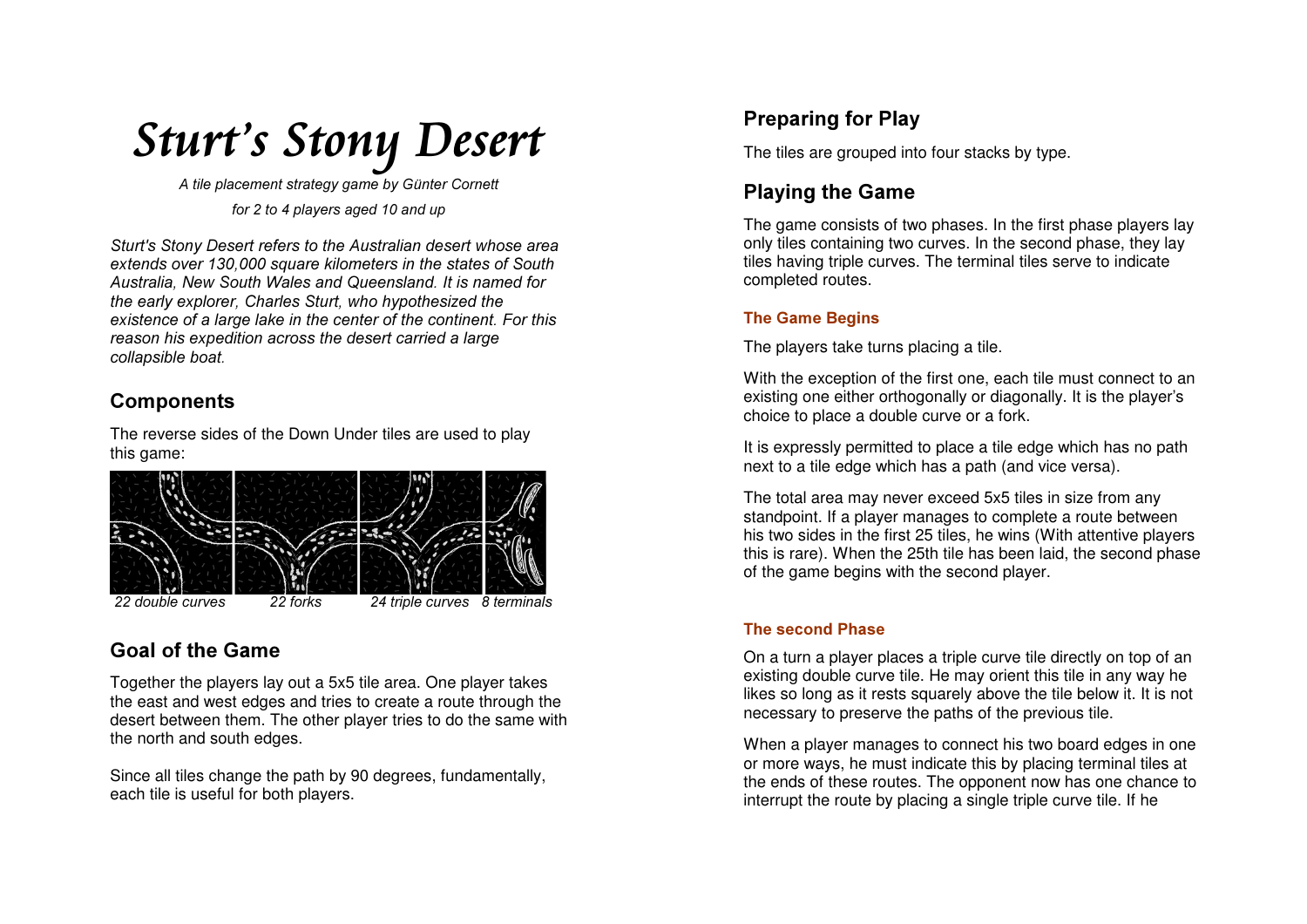# *Sturt's Stony Desert*

*A tile placement strategy game by Günter Cornett*

*for 2 to 4 players aged 10 and up*

*Sturt's Stony Desert refers to the Australian desert whose area extends over 130,000 square kilometers in the states of South Australia, New South Wales and Queensland. It is named for the early explorer, Charles Sturt, who hypothesized the existence of a large lake in the center of the continent. For this reason his expedition across the desert carried a large collapsible boat.*

## Components

The reverse sides of the Down Under tiles are used to play this game:

*22 double curves* *22 forks* *24 triple curves* *8 terminals*

## Goal of the Game

Together the players lay out a 5x5 tile area. One player takes the east and west edges and tries to create a route through the desert between them. The other player tries to do the same with the north and south edges.

Since all tiles change the path by 90 degrees, fundamentally, each tile is useful for both players.

## Preparing for Play

The tiles are grouped into four stacks by type.

## Playing the Game

The game consists of two phases. In the first phase players lay only tiles containing two curves. In the second phase, they lay tiles having triple curves. The terminal tiles serve to indicate completed routes.

### The Game Begins

The players take turns placing a tile.

With the exception of the first one, each tile must connect to an existing one either orthogonally or diagonally. It is the player's choice to place a double curve or a fork.

It is expressly permitted to place a tile edge which has no path next to a tile edge which has a path (and vice versa).

The total area may never exceed 5x5 tiles in size from any standpoint. If a player manages to complete a route between his two sides in the first 25 tiles, he wins (With attentive players this is rare). When the 25th tile has been laid, the second phase of the game begins with the second player.

### The second Phase

On a turn a player places a triple curve tile directly on top of an existing double curve tile. He may orient this tile in any way he likes so long as it rests squarely above the tile below it. It is not necessary to preserve the paths of the previous tile.

When a player manages to connect his two board edges in one or more ways, he must indicate this by placing terminal tiles at the ends of these routes. The opponent now has one chance to interrupt the route by placing a single triple curve tile. If he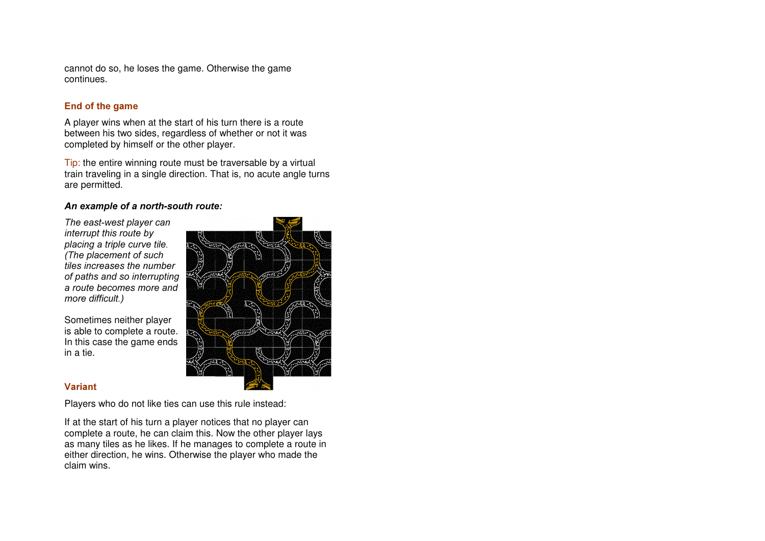cannot do so, he loses the game. Otherwise the game continues.

## End of the game

A player wins when at the start of his turn there is a route between his two sides, regardless of whether or not it was completed by himself or the other player.

Tip: the entire winning route must be traversable by a virtual train traveling in a single direction. That is, no acute angle turns are permitted.

***An example of a north-south route:***

*The east-west player can interrupt this route by placing a triple curve tile. (The placement of such tiles increases the number of paths and so interrupting a route becomes more and more difficult.)*

Sometimes neither player is able to complete a route. In this case the game ends in a tie.

## Variant

Players who do not like ties can use this rule instead:

If at the start of his turn a player notices that no player can complete a route, he can claim this. Now the other player lays as many tiles as he likes. If he manages to complete a route in either direction, he wins. Otherwise the player who made the claim wins.